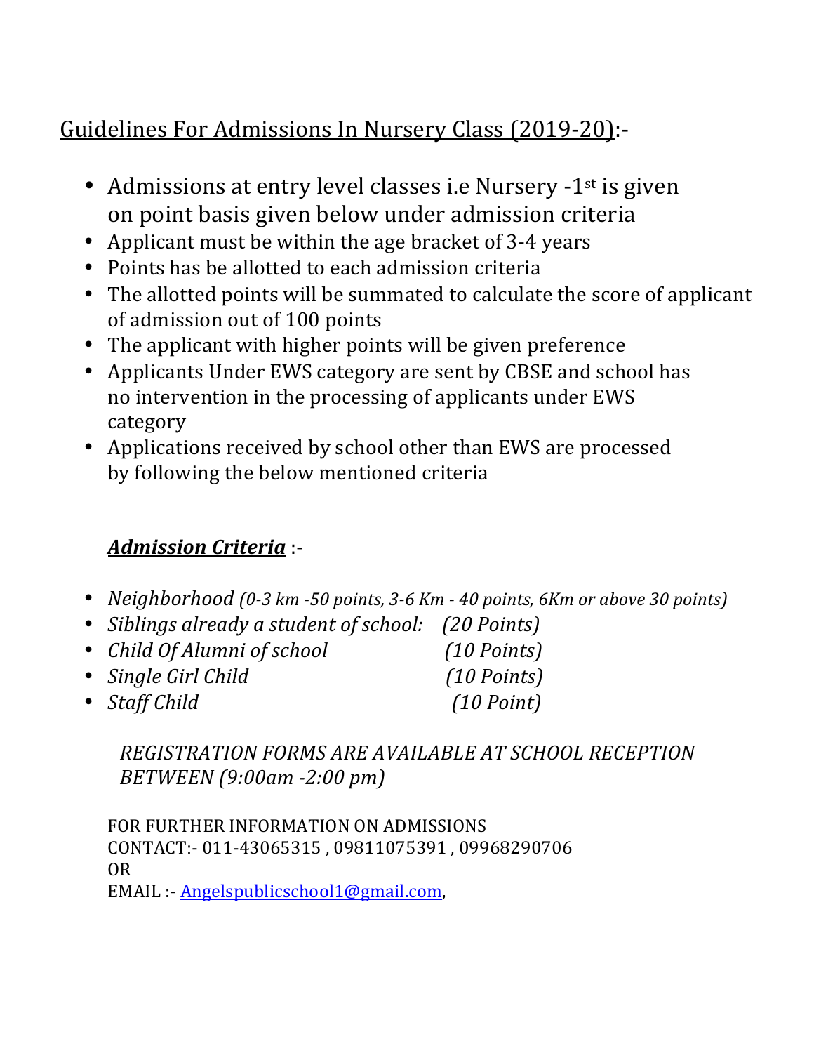## Guidelines For Admissions In Nursery Class (2019-20):-

- Admissions at entry level classes i.e Nursery -1st is given on point basis given below under admission criteria
- Applicant must be within the age bracket of 3-4 years
- Points has be allotted to each admission criteria
- The allotted points will be summated to calculate the score of applicant of admission out of 100 points
- The applicant with higher points will be given preference
- Applicants Under EWS category are sent by CBSE and school has no intervention in the processing of applicants under EWS category
- Applications received by school other than EWS are processed by following the below mentioned criteria

### ***Admission Criteria*** :-

- *Neighborhood (0-3 km -50 points, 3-6 Km - 40 points, 6Km or above 30 points)*
- *Siblings already a student of school: (20 Points)*
- *Child Of Alumni of school (10 Points)*
- *Single Girl Child (10 Points)*
- *Staff Child (10 Point)*

*REGISTRATION FORMS ARE AVAILABLE AT SCHOOL RECEPTION BETWEEN (9:00am -2:00 pm)*

FOR FURTHER INFORMATION ON ADMISSIONS
CONTACT:- 011-43065315 , 09811075391 , 09968290706
OR
EMAIL :- Angelspublicschool1@gmail.com,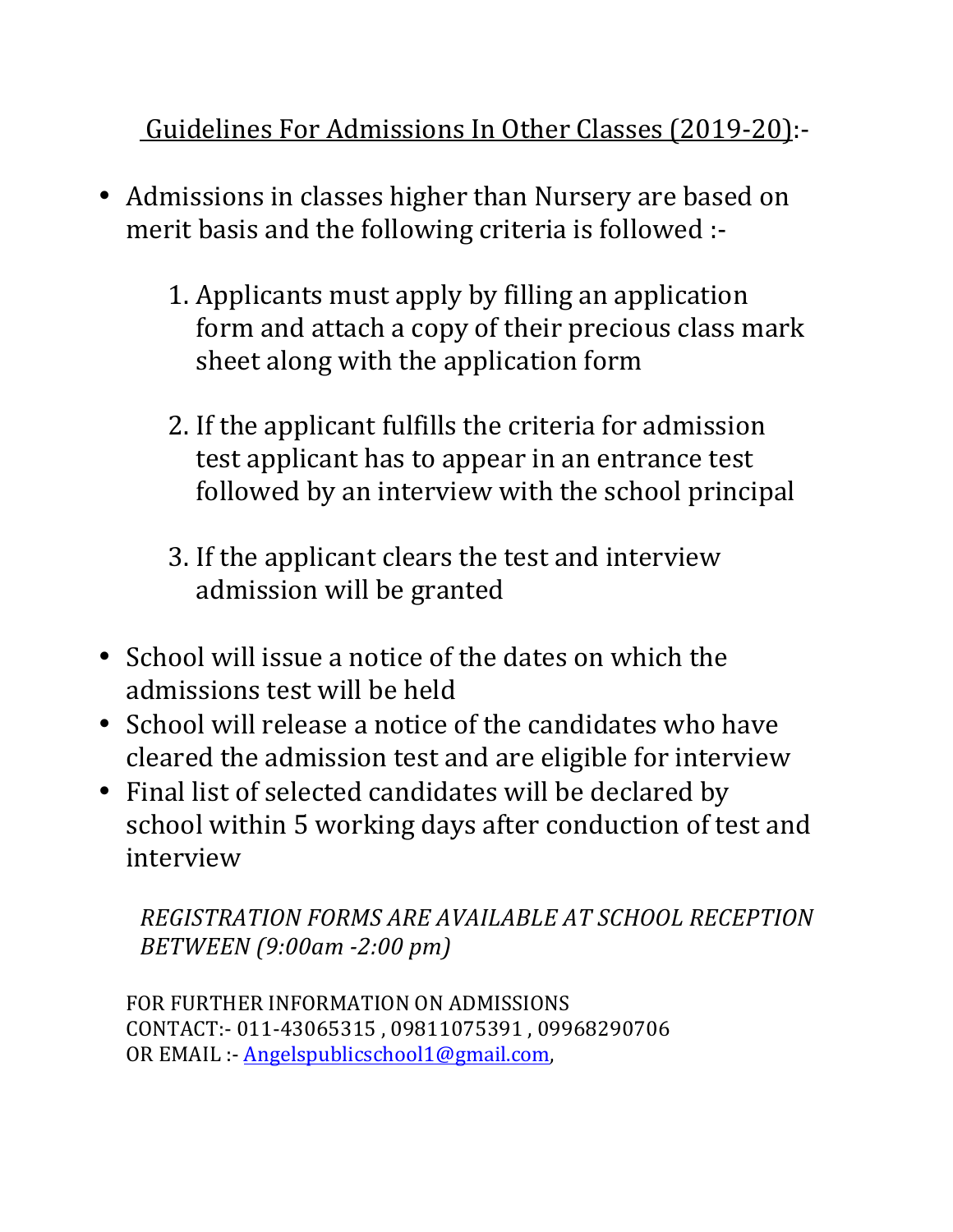## Guidelines For Admissions In Other Classes (2019-20):-

- Admissions in classes higher than Nursery are based on merit basis and the following criteria is followed :-

    1. Applicants must apply by filling an application form and attach a copy of their precious class mark sheet along with the application form

    2. If the applicant fulfills the criteria for admission test applicant has to appear in an entrance test followed by an interview with the school principal

    3. If the applicant clears the test and interview admission will be granted

- School will issue a notice of the dates on which the admissions test will be held
- School will release a notice of the candidates who have cleared the admission test and are eligible for interview
- Final list of selected candidates will be declared by school within 5 working days after conduction of test and interview

*REGISTRATION FORMS ARE AVAILABLE AT SCHOOL RECEPTION BETWEEN (9:00am -2:00 pm)*

FOR FURTHER INFORMATION ON ADMISSIONS
CONTACT:- 011-43065315 , 09811075391 , 09968290706
OR EMAIL :- Angelspublicschool1@gmail.com,